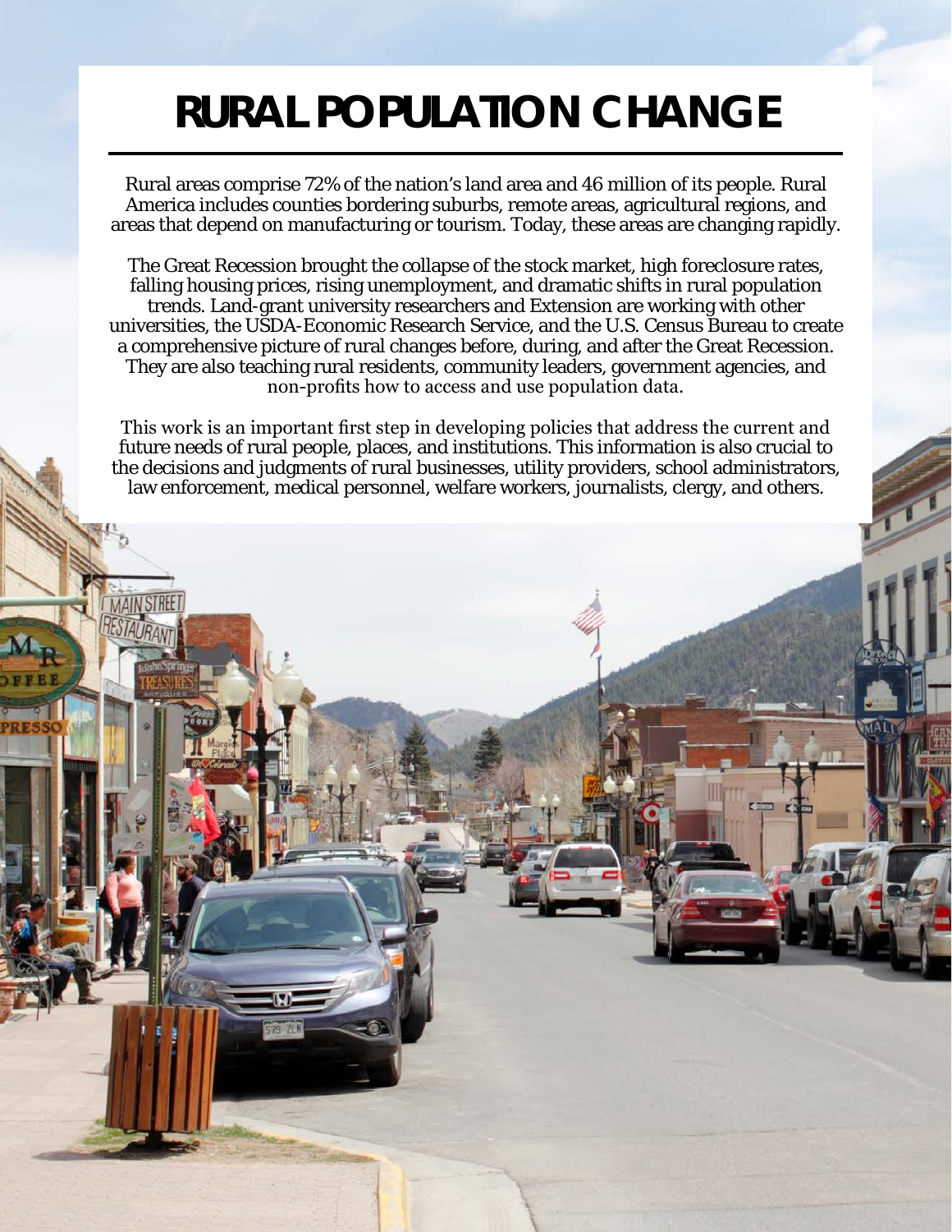# RURAL POPULATION CHANGE

Rural areas comprise 72% of the nation's land area and 46 million of its people. Rural America includes counties bordering suburbs, remote areas, agricultural regions, and areas that depend on manufacturing or tourism. Today, these areas are changing rapidly.

The Great Recession brought the collapse of the stock market, high foreclosure rates, falling housing prices, rising unemployment, and dramatic shifts in rural population trends. Land-grant university researchers and Extension are working with other universities, the USDA-Economic Research Service, and the U.S. Census Bureau to create a comprehensive picture of rural changes before, during, and after the Great Recession. They are also teaching rural residents, community leaders, government agencies, and non-profits how to access and use population data.

This work is an important first step in developing policies that address the current and future needs of rural people, places, and institutions. This information is also crucial to the decisions and judgments of rural businesses, utility providers, school administrators, law enforcement, medical personnel, welfare workers, journalists, clergy, and others.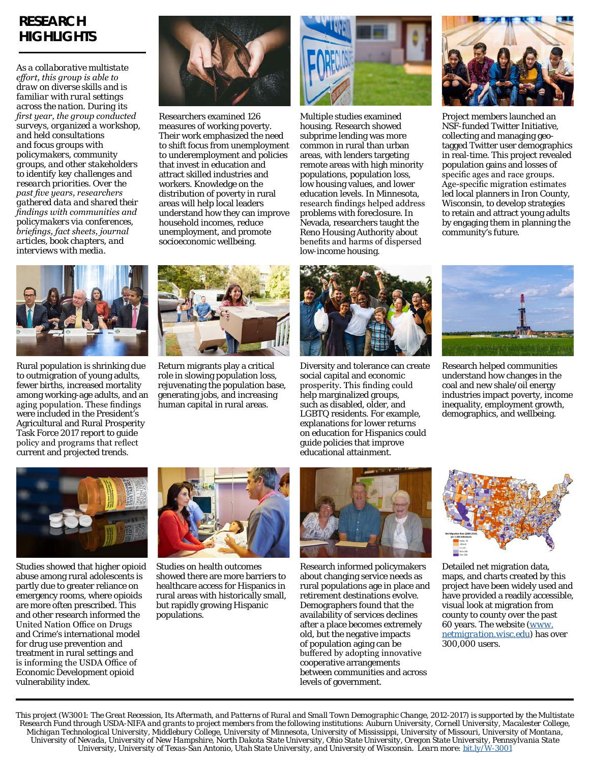# RESEARCH HIGHLIGHTS

As a collaborative multistate effort, this group is able to draw on diverse skills and is familiar with rural settings across the nation. During its first year, the group conducted surveys, organized a workshop, and held consultations and focus groups with policymakers, community groups, and other stakeholders to identify key challenges and research priorities. Over the past five years, researchers gathered data and shared their findings with communities and policymakers via conferences, briefings, fact sheets, journal articles, book chapters, and interviews with media.

Researchers examined 126 measures of working poverty. Their work emphasized the need to shift focus from unemployment to underemployment and policies that invest in education and attract skilled industries and workers. Knowledge on the distribution of poverty in rural areas will help local leaders understand how they can improve household incomes, reduce unemployment, and promote socioeconomic wellbeing.

Multiple studies examined housing. Research showed subprime lending was more common in rural than urban areas, with lenders targeting remote areas with high minority populations, population loss, low housing values, and lower education levels. In Minnesota, research findings helped address problems with foreclosure. In Nevada, researchers taught the Reno Housing Authority about benefits and harms of dispersed low-income housing.

Project members launched an NSF-funded Twitter Initiative, collecting and managing geo-tagged Twitter user demographics in real-time. This project revealed population gains and losses of specific ages and race groups. Age-specific migration estimates led local planners in Iron County, Wisconsin, to develop strategies to retain and attract young adults by engaging them in planning the community's future.

Rural population is shrinking due to outmigration of young adults, fewer births, increased mortality among working-age adults, and an aging population. These findings were included in the President's Agricultural and Rural Prosperity Task Force 2017 report to guide policy and programs that reflect current and projected trends.

Return migrants play a critical role in slowing population loss, rejuvenating the population base, generating jobs, and increasing human capital in rural areas.

Diversity and tolerance can create social capital and economic prosperity. This finding could help marginalized groups, such as disabled, older, and LGBTQ residents. For example, explanations for lower returns on education for Hispanics could guide policies that improve educational attainment.

Research helped communities understand how changes in the coal and new shale/oil energy industries impact poverty, income inequality, employment growth, demographics, and wellbeing.

Studies showed that higher opioid abuse among rural adolescents is partly due to greater reliance on emergency rooms, where opioids are more often prescribed. This and other research informed the United Nation Office on Drugs and Crime's international model for drug use prevention and treatment in rural settings and is informing the USDA Office of Economic Development opioid vulnerability index.

Studies on health outcomes showed there are more barriers to healthcare access for Hispanics in rural areas with historically small, but rapidly growing Hispanic populations.

Research informed policymakers about changing service needs as rural populations age in place and retirement destinations evolve. Demographers found that the availability of services declines after a place becomes extremely old, but the negative impacts of population aging can be buffered by adopting innovative cooperative arrangements between communities and across levels of government.

Detailed net migration data, maps, and charts created by this project have been widely used and have provided a readily accessible, visual look at migration from county to county over the past 60 years. The website (www.netmigration.wisc.edu) has over 300,000 users.

---

*This project (W3001: The Great Recession, Its Aftermath, and Patterns of Rural and Small Town Demographic Change, 2012-2017) is supported by the Multistate Research Fund through USDA-NIFA and grants to project members from the following institutions: Auburn University, Cornell University, Macalester College, Michigan Technological University, Middlebury College, University of Minnesota, University of Mississippi, University of Missouri, University of Montana, University of Nevada, University of New Hampshire, North Dakota State University, Ohio State University, Oregon State University, Pennsylvania State University, University of Texas-San Antonio, Utah State University, and University of Wisconsin. Learn more: bit.ly/W-3001*